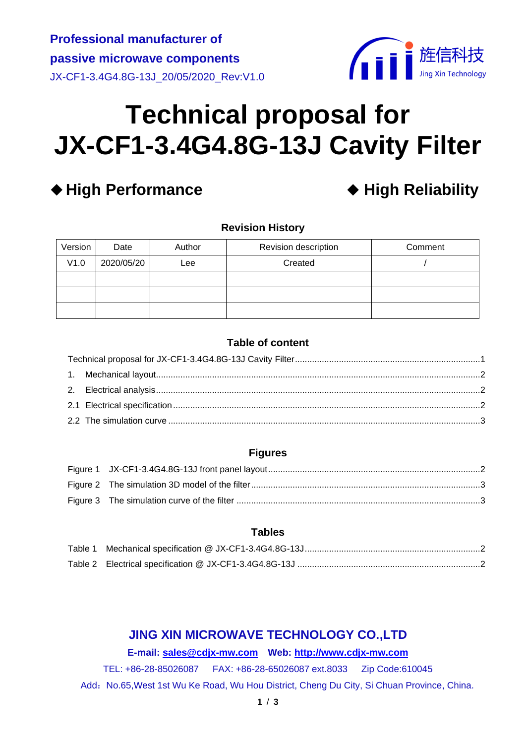**Professional manufacturer of**

**passive microwave components**

JX-CF1-3.4G4.8G-13J_20/05/2020_Rev:V1.0

旌信科技
Jing Xin Technology

# Technical proposal for JX-CF1-3.4G4.8G-13J Cavity Filter

◆ **High Performance** ◆ **High Reliability**

**Revision History**

| Version | Date | Author | Revision description | Comment |
|---|---|---|---|---|
| V1.0 | 2020/05/20 | Lee | Created | / |
| | | | | |
| | | | | |
| | | | | |

**Table of content**

Technical proposal for JX-CF1-3.4G4.8G-13J Cavity Filter ........ 1
1. Mechanical layout ........ 2
2. Electrical analysis ........ 2
2.1 Electrical specification ........ 2
2.2 The simulation curve ........ 3

**Figures**

Figure 1 JX-CF1-3.4G4.8G-13J front panel layout ........ 2
Figure 2 The simulation 3D model of the filter ........ 3
Figure 3 The simulation curve of the filter ........ 3

**Tables**

Table 1 Mechanical specification @ JX-CF1-3.4G4.8G-13J ........ 2
Table 2 Electrical specification @ JX-CF1-3.4G4.8G-13J ........ 2

**JING XIN MICROWAVE TECHNOLOGY CO.,LTD**

**E-mail: sales@cdjx-mw.com Web: http://www.cdjx-mw.com**

TEL: +86-28-85026087 FAX: +86-28-65026087 ext.8033 Zip Code:610045

Add：No.65,West 1st Wu Ke Road, Wu Hou District, Cheng Du City, Si Chuan Province, China.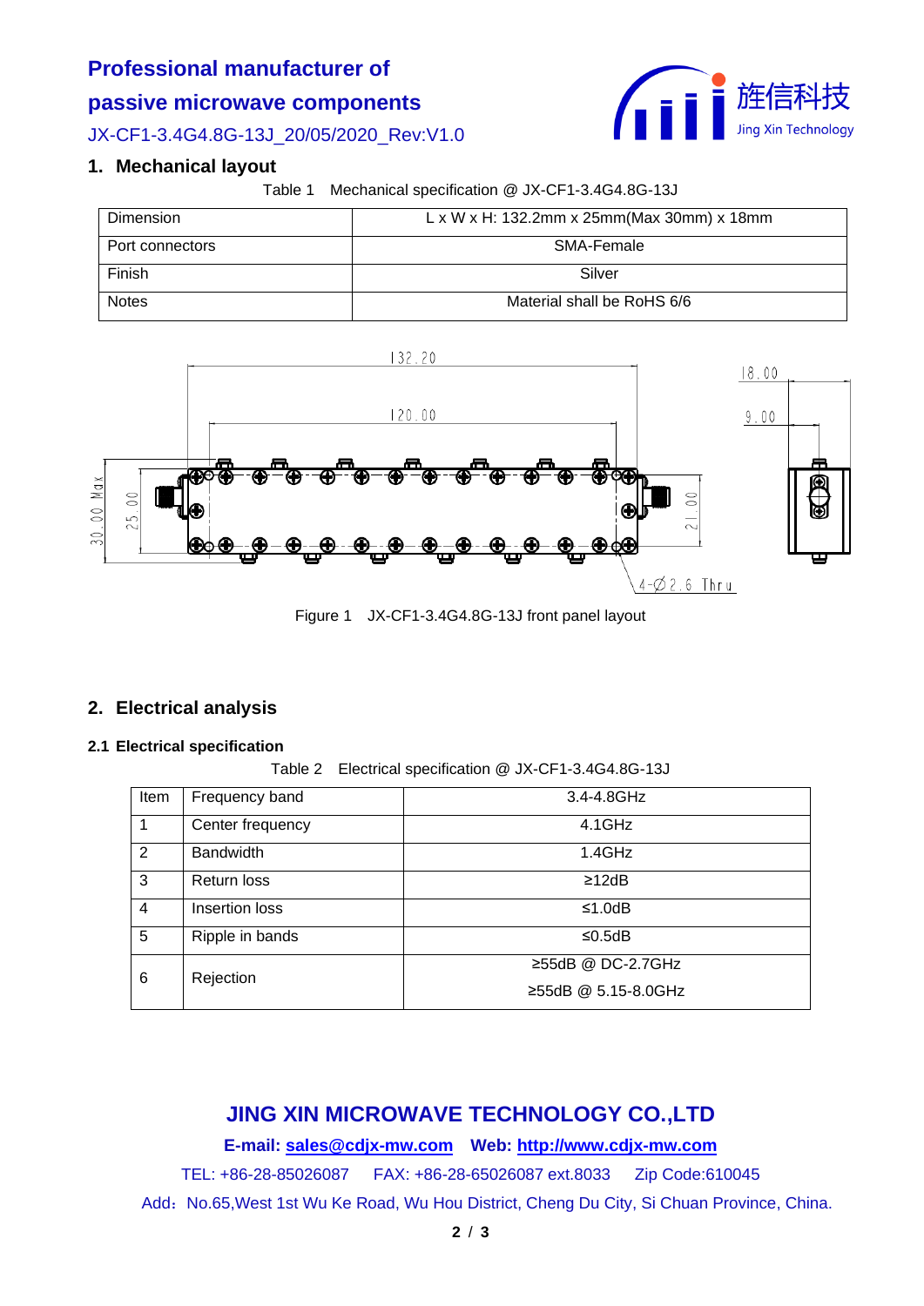## 1. Mechanical layout

Table 1　Mechanical specification @ JX-CF1-3.4G4.8G-13J

| Dimension | L x W x H: 132.2mm x 25mm(Max 30mm) x 18mm |
|---|---|
| Port connectors | SMA-Female |
| Finish | Silver |
| Notes | Material shall be RoHS 6/6 |

Figure 1　JX-CF1-3.4G4.8G-13J front panel layout

## 2. Electrical analysis

### 2.1 Electrical specification

Table 2　Electrical specification @ JX-CF1-3.4G4.8G-13J

| Item | Frequency band | 3.4-4.8GHz |
|---|---|---|
| 1 | Center frequency | 4.1GHz |
| 2 | Bandwidth | 1.4GHz |
| 3 | Return loss | ≥12dB |
| 4 | Insertion loss | ≤1.0dB |
| 5 | Ripple in bands | ≤0.5dB |
| 6 | Rejection | ≥55dB @ DC-2.7GHz<br>≥55dB @ 5.15-8.0GHz |

**JING XIN MICROWAVE TECHNOLOGY CO.,LTD**

**E-mail: sales@cdjx-mw.com　Web: http://www.cdjx-mw.com**

TEL: +86-28-85026087　FAX: +86-28-65026087 ext.8033　Zip Code:610045

Add：No.65,West 1st Wu Ke Road, Wu Hou District, Cheng Du City, Si Chuan Province, China.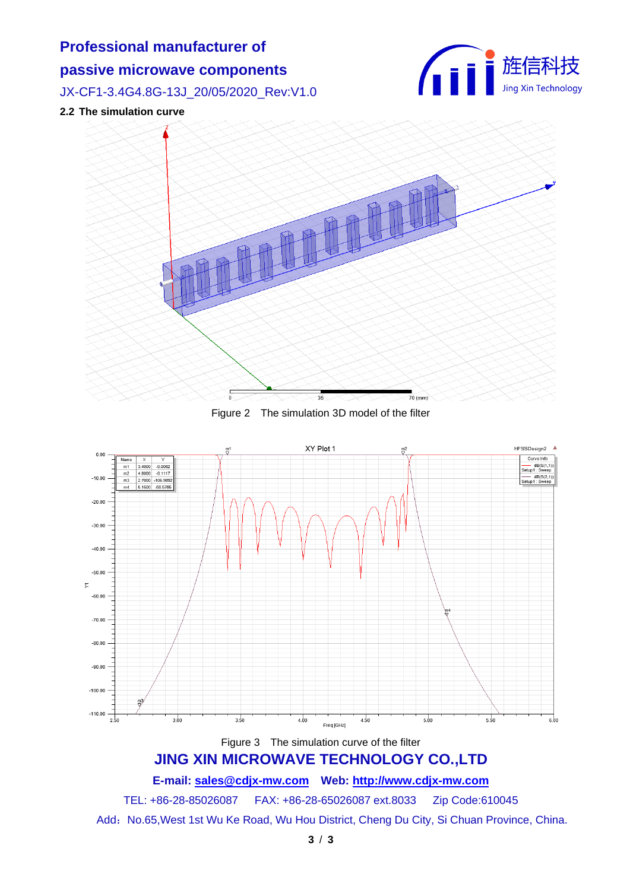## 2.2 The simulation curve

0
35
70 (mm)

Figure 2 The simulation 3D model of the filter

XY Plot 1

HFSSDesign2

Name X Y
m1 3.4000 -0.0062
m2 4.8000 -0.1117
m3 2.7000 -106.9892
m4 5.1600 -68.5786

Curve Info
dB(S(1,1))
Setup1 : Sweep
dB(S(2,1))
Setup1 : Sweep

m1
m2
m3
m4

0.00
-10.00
-20.00
-30.00
-40.00
-50.00
-60.00
-70.00
-80.00
-90.00
-100.00
-110.00

Y1

2.50
3.00
3.50
4.00
4.50
5.00
5.50
6.00

Freq [GHz]

Figure 3 The simulation curve of the filter

**JING XIN MICROWAVE TECHNOLOGY CO.,LTD**

**E-mail: sales@cdjx-mw.com Web: http://www.cdjx-mw.com**

TEL: +86-28-85026087 FAX: +86-28-65026087 ext.8033 Zip Code:610045

Add：No.65,West 1st Wu Ke Road, Wu Hou District, Cheng Du City, Si Chuan Province, China.